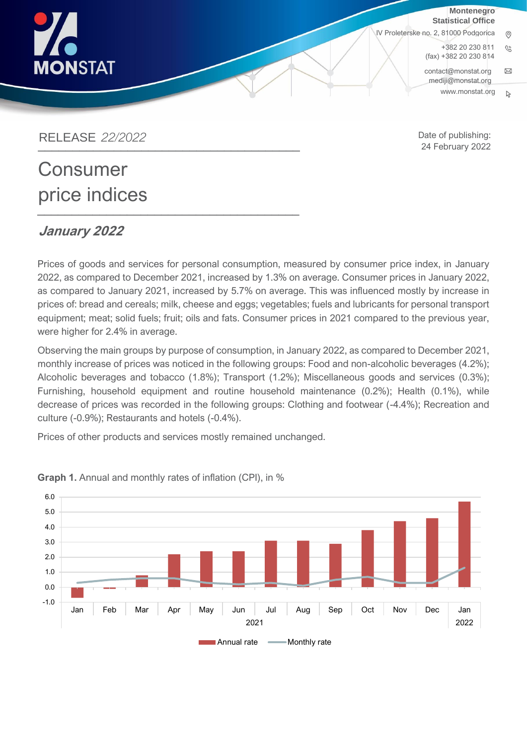Montenegro
Statistical Office

IV Proleterske no. 2, 81000 Podgorica
+382 20 230 811
(fax) +382 20 230 814
contact@monstat.org
mediji@monstat.org
www.monstat.org

RELEASE *22/2022*

Date of publishing:
24 February 2022

# Consumer price indices

## *January 2022*

Prices of goods and services for personal consumption, measured by consumer price index, in January 2022, as compared to December 2021, increased by 1.3% on average. Consumer prices in January 2022, as compared to January 2021, increased by 5.7% on average. This was influenced mostly by increase in prices of: bread and cereals; milk, cheese and eggs; vegetables; fuels and lubricants for personal transport equipment; meat; solid fuels; fruit; oils and fats. Consumer prices in 2021 compared to the previous year, were higher for 2.4% in average.

Observing the main groups by purpose of consumption, in January 2022, as compared to December 2021, monthly increase of prices was noticed in the following groups: Food and non-alcoholic beverages (4.2%); Alcoholic beverages and tobacco (1.8%); Transport (1.2%); Miscellaneous goods and services (0.3%); Furnishing, household equipment and routine household maintenance (0.2%); Health (0.1%), while decrease of prices was recorded in the following groups: Clothing and footwear (-4.4%); Recreation and culture (-0.9%); Restaurants and hotels (-0.4%).

Prices of other products and services mostly remained unchanged.

**Graph 1.** Annual and monthly rates of inflation (CPI), in %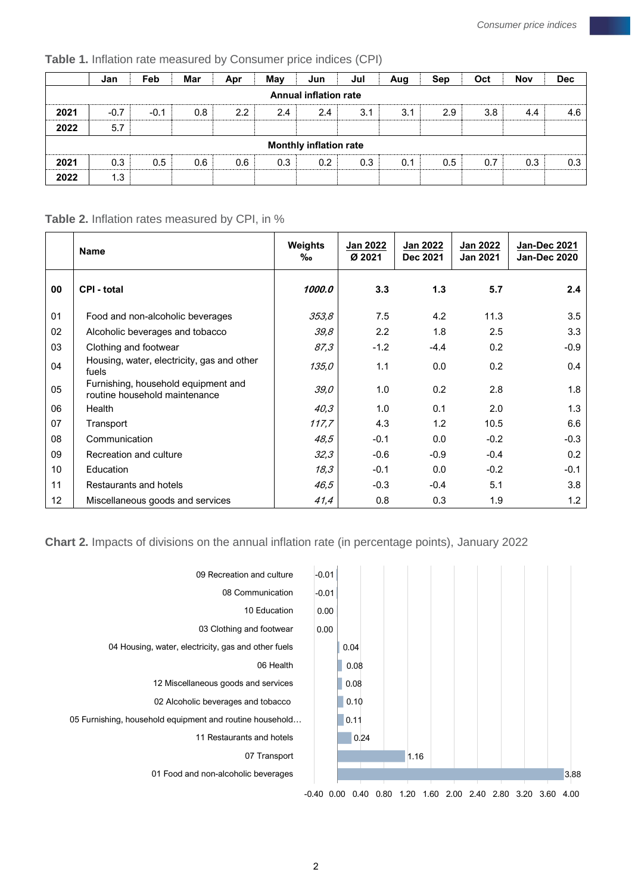**Table 1.** Inflation rate measured by Consumer price indices (CPI)

| | Jan | Feb | Mar | Apr | May | Jun | Jul | Aug | Sep | Oct | Nov | Dec |
|---|---|---|---|---|---|---|---|---|---|---|---|---|
| **Annual inflation rate** | | | | | | | | | | | | |
| **2021** | -0.7 | -0.1 | 0.8 | 2.2 | 2.4 | 2.4 | 3.1 | 3.1 | 2.9 | 3.8 | 4.4 | 4.6 |
| **2022** | 5.7 | | | | | | | | | | | |
| **Monthly inflation rate** | | | | | | | | | | | | |
| **2021** | 0.3 | 0.5 | 0.6 | 0.6 | 0.3 | 0.2 | 0.3 | 0.1 | 0.5 | 0.7 | 0.3 | 0.3 |
| **2022** | 1.3 | | | | | | | | | | | |

**Table 2.** Inflation rates measured by CPI, in %

| | Name | Weights ‰ | Jan 2022 / Ø 2021 | Jan 2022 / Dec 2021 | Jan 2022 / Jan 2021 | Jan-Dec 2021 / Jan-Dec 2020 |
|---|---|---|---|---|---|---|
| **00** | **CPI - total** | ***1000.0*** | **3.3** | **1.3** | **5.7** | **2.4** |
| 01 | Food and non-alcoholic beverages | *353,8* | 7.5 | 4.2 | 11.3 | 3.5 |
| 02 | Alcoholic beverages and tobacco | *39,8* | 2.2 | 1.8 | 2.5 | 3.3 |
| 03 | Clothing and footwear | *87,3* | -1.2 | -4.4 | 0.2 | -0.9 |
| 04 | Housing, water, electricity, gas and other fuels | *135,0* | 1.1 | 0.0 | 0.2 | 0.4 |
| 05 | Furnishing, household equipment and routine household maintenance | *39,0* | 1.0 | 0.2 | 2.8 | 1.8 |
| 06 | Health | *40,3* | 1.0 | 0.1 | 2.0 | 1.3 |
| 07 | Transport | *117,7* | 4.3 | 1.2 | 10.5 | 6.6 |
| 08 | Communication | *48,5* | -0.1 | 0.0 | -0.2 | -0.3 |
| 09 | Recreation and culture | *32,3* | -0.6 | -0.9 | -0.4 | 0.2 |
| 10 | Education | *18,3* | -0.1 | 0.0 | -0.2 | -0.1 |
| 11 | Restaurants and hotels | *46,5* | -0.3 | -0.4 | 5.1 | 3.8 |
| 12 | Miscellaneous goods and services | *41,4* | 0.8 | 0.3 | 1.9 | 1.2 |

**Chart 2.** Impacts of divisions on the annual inflation rate (in percentage points), January 2022

| Division | Impact |
|---|---|
| 09 Recreation and culture | -0.01 |
| 08 Communication | -0.01 |
| 10 Education | 0.00 |
| 03 Clothing and footwear | 0.00 |
| 04 Housing, water, electricity, gas and other fuels | 0.04 |
| 06 Health | 0.08 |
| 12 Miscellaneous goods and services | 0.08 |
| 02 Alcoholic beverages and tobacco | 0.10 |
| 05 Furnishing, household equipment and routine household… | 0.11 |
| 11 Restaurants and hotels | 0.24 |
| 07 Transport | 1.16 |
| 01 Food and non-alcoholic beverages | 3.88 |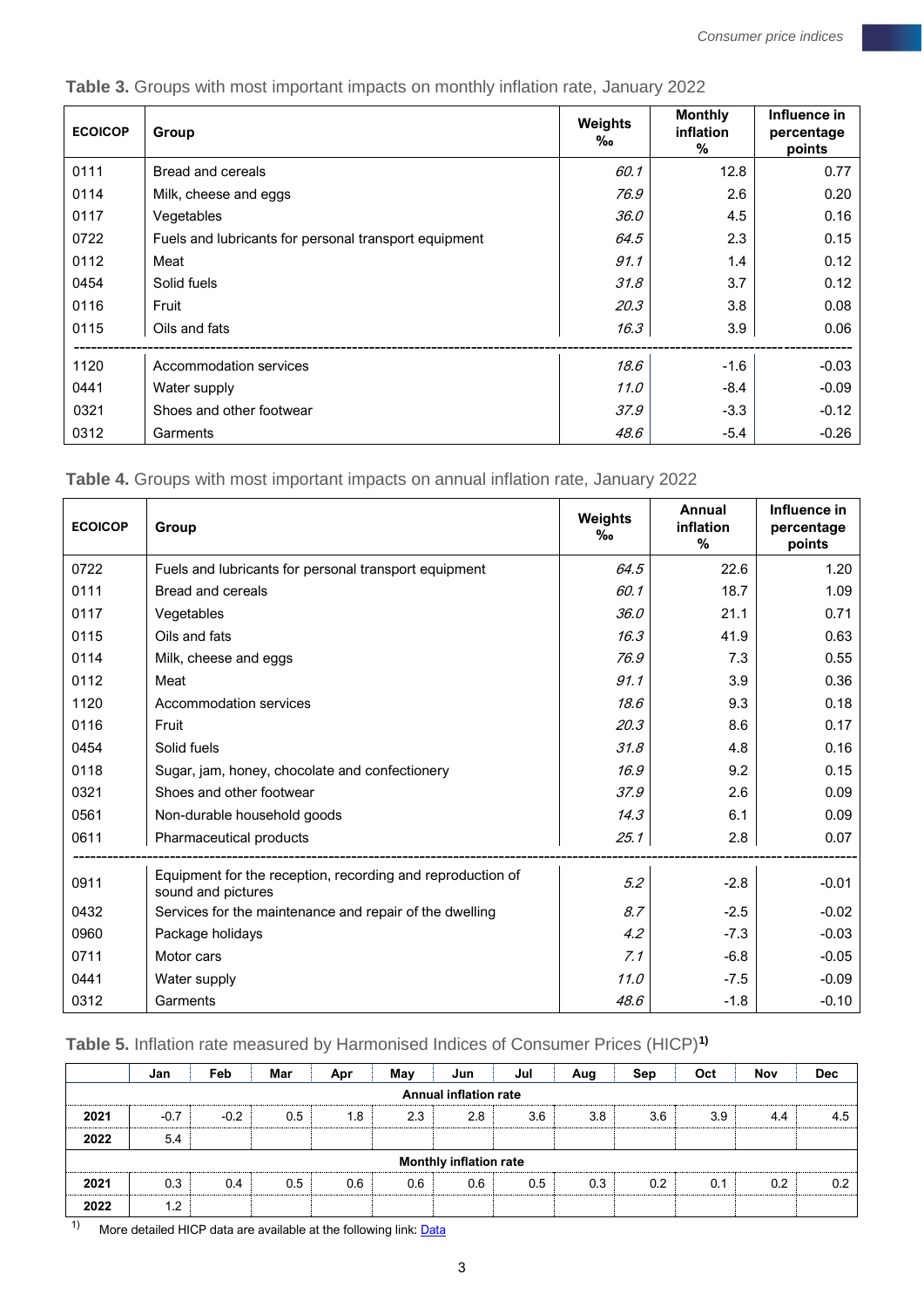**Table 3.** Groups with most important impacts on monthly inflation rate, January 2022

| ECOICOP | Group | Weights ‰ | Monthly inflation % | Influence in percentage points |
|---|---|---|---|---|
| 0111 | Bread and cereals | *60.1* | 12.8 | 0.77 |
| 0114 | Milk, cheese and eggs | *76.9* | 2.6 | 0.20 |
| 0117 | Vegetables | *36.0* | 4.5 | 0.16 |
| 0722 | Fuels and lubricants for personal transport equipment | *64.5* | 2.3 | 0.15 |
| 0112 | Meat | *91.1* | 1.4 | 0.12 |
| 0454 | Solid fuels | *31.8* | 3.7 | 0.12 |
| 0116 | Fruit | *20.3* | 3.8 | 0.08 |
| 0115 | Oils and fats | *16.3* | 3.9 | 0.06 |
| 1120 | Accommodation services | *18.6* | -1.6 | -0.03 |
| 0441 | Water supply | *11.0* | -8.4 | -0.09 |
| 0321 | Shoes and other footwear | *37.9* | -3.3 | -0.12 |
| 0312 | Garments | *48.6* | -5.4 | -0.26 |

**Table 4.** Groups with most important impacts on annual inflation rate, January 2022

| ECOICOP | Group | Weights ‰ | Annual inflation % | Influence in percentage points |
|---|---|---|---|---|
| 0722 | Fuels and lubricants for personal transport equipment | *64.5* | 22.6 | 1.20 |
| 0111 | Bread and cereals | *60.1* | 18.7 | 1.09 |
| 0117 | Vegetables | *36.0* | 21.1 | 0.71 |
| 0115 | Oils and fats | *16.3* | 41.9 | 0.63 |
| 0114 | Milk, cheese and eggs | *76.9* | 7.3 | 0.55 |
| 0112 | Meat | *91.1* | 3.9 | 0.36 |
| 1120 | Accommodation services | *18.6* | 9.3 | 0.18 |
| 0116 | Fruit | *20.3* | 8.6 | 0.17 |
| 0454 | Solid fuels | *31.8* | 4.8 | 0.16 |
| 0118 | Sugar, jam, honey, chocolate and confectionery | *16.9* | 9.2 | 0.15 |
| 0321 | Shoes and other footwear | *37.9* | 2.6 | 0.09 |
| 0561 | Non-durable household goods | *14.3* | 6.1 | 0.09 |
| 0611 | Pharmaceutical products | *25.1* | 2.8 | 0.07 |
| 0911 | Equipment for the reception, recording and reproduction of sound and pictures | *5.2* | -2.8 | -0.01 |
| 0432 | Services for the maintenance and repair of the dwelling | *8.7* | -2.5 | -0.02 |
| 0960 | Package holidays | *4.2* | -7.3 | -0.03 |
| 0711 | Motor cars | *7.1* | -6.8 | -0.05 |
| 0441 | Water supply | *11.0* | -7.5 | -0.09 |
| 0312 | Garments | *48.6* | -1.8 | -0.10 |

**Table 5.** Inflation rate measured by Harmonised Indices of Consumer Prices (HICP)[1)]

| | Jan | Feb | Mar | Apr | May | Jun | Jul | Aug | Sep | Oct | Nov | Dec |
|---|---|---|---|---|---|---|---|---|---|---|---|---|
| **Annual inflation rate** | | | | | | | | | | | | |
| **2021** | -0.7 | -0.2 | 0.5 | 1.8 | 2.3 | 2.8 | 3.6 | 3.8 | 3.6 | 3.9 | 4.4 | 4.5 |
| **2022** | 5.4 | | | | | | | | | | | |
| **Monthly inflation rate** | | | | | | | | | | | | |
| **2021** | 0.3 | 0.4 | 0.5 | 0.6 | 0.6 | 0.6 | 0.5 | 0.3 | 0.2 | 0.1 | 0.2 | 0.2 |
| **2022** | 1.2 | | | | | | | | | | | |

1) More detailed HICP data are available at the following link: Data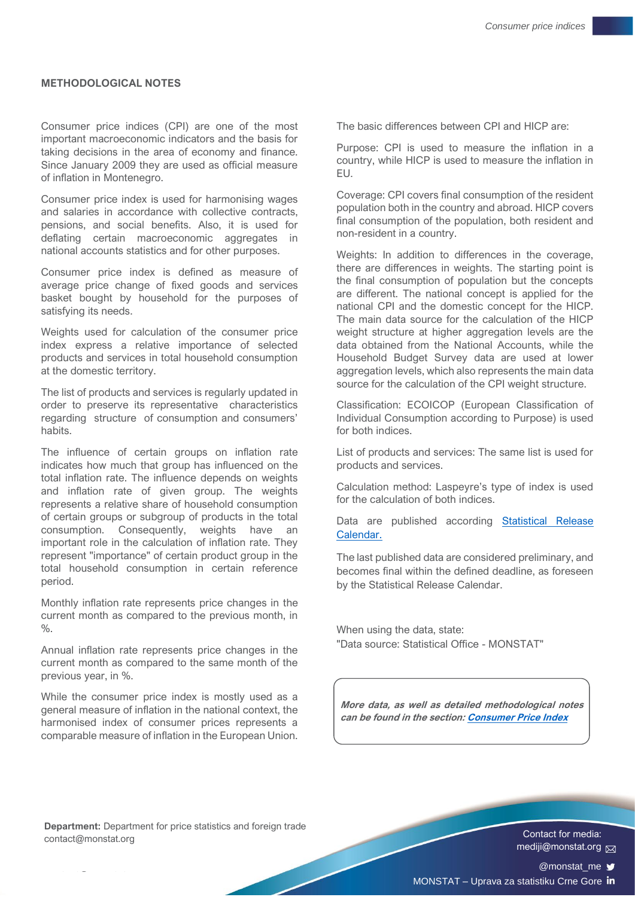## METHODOLOGICAL NOTES

Consumer price indices (CPI) are one of the most important macroeconomic indicators and the basis for taking decisions in the area of economy and finance. Since January 2009 they are used as official measure of inflation in Montenegro.

Consumer price index is used for harmonising wages and salaries in accordance with collective contracts, pensions, and social benefits. Also, it is used for deflating certain macroeconomic aggregates in national accounts statistics and for other purposes.

Consumer price index is defined as measure of average price change of fixed goods and services basket bought by household for the purposes of satisfying its needs.

Weights used for calculation of the consumer price index express a relative importance of selected products and services in total household consumption at the domestic territory.

The list of products and services is regularly updated in order to preserve its representative characteristics regarding structure of consumption and consumers' habits.

The influence of certain groups on inflation rate indicates how much that group has influenced on the total inflation rate. The influence depends on weights and inflation rate of given group. The weights represents a relative share of household consumption of certain groups or subgroup of products in the total consumption. Consequently, weights have an important role in the calculation of inflation rate. They represent "importance" of certain product group in the total household consumption in certain reference period.

Monthly inflation rate represents price changes in the current month as compared to the previous month, in %.

Annual inflation rate represents price changes in the current month as compared to the same month of the previous year, in %.

While the consumer price index is mostly used as a general measure of inflation in the national context, the harmonised index of consumer prices represents a comparable measure of inflation in the European Union.

The basic differences between CPI and HICP are:

Purpose: CPI is used to measure the inflation in a country, while HICP is used to measure the inflation in EU.

Coverage: CPI covers final consumption of the resident population both in the country and abroad. HICP covers final consumption of the population, both resident and non-resident in a country.

Weights: In addition to differences in the coverage, there are differences in weights. The starting point is the final consumption of population but the concepts are different. The national concept is applied for the national CPI and the domestic concept for the HICP. The main data source for the calculation of the HICP weight structure at higher aggregation levels are the data obtained from the National Accounts, while the Household Budget Survey data are used at lower aggregation levels, which also represents the main data source for the calculation of the CPI weight structure.

Classification: ECOICOP (European Classification of Individual Consumption according to Purpose) is used for both indices.

List of products and services: The same list is used for products and services.

Calculation method: Laspeyre's type of index is used for the calculation of both indices.

Data are published according Statistical Release Calendar.

The last published data are considered preliminary, and becomes final within the defined deadline, as foreseen by the Statistical Release Calendar.

When using the data, state:
"Data source: Statistical Office - MONSTAT"

***More data, as well as detailed methodological notes can be found in the section: Consumer Price Index***

**Department:** Department for price statistics and foreign trade
contact@monstat.org

Contact for media:
mediji@monstat.org
@monstat_me
MONSTAT – Uprava za statistiku Crne Gore